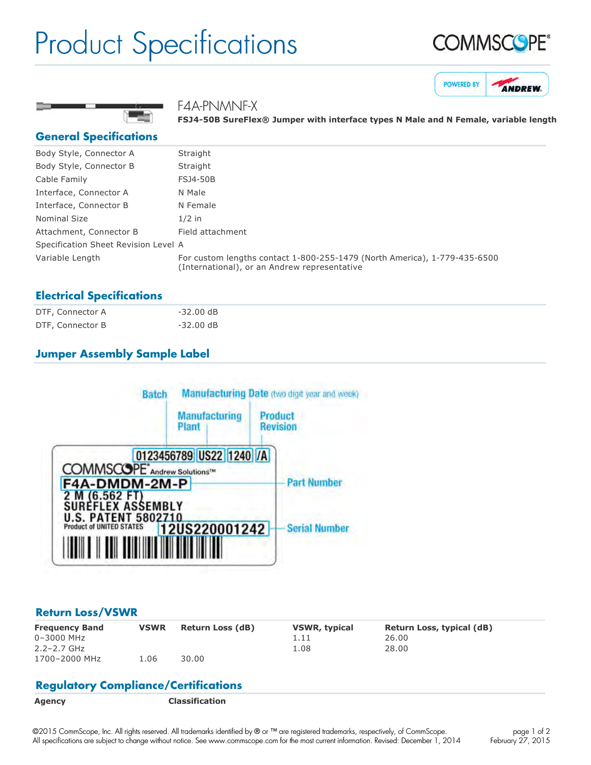# Product Specifications

F4A-PNMNF-X

**FSJ4-50B SureFlex® Jumper with interface types N Male and N Female, variable length**

## General Specifications

| | |
|---|---|
| Body Style, Connector A | Straight |
| Body Style, Connector B | Straight |
| Cable Family | FSJ4-50B |
| Interface, Connector A | N Male |
| Interface, Connector B | N Female |
| Nominal Size | 1/2 in |
| Attachment, Connector B | Field attachment |
| Specification Sheet Revision Level | A |
| Variable Length | For custom lengths contact 1-800-255-1479 (North America), 1-779-435-6500 (International), or an Andrew representative |

## Electrical Specifications

| | |
|---|---|
| DTF, Connector A | -32.00 dB |
| DTF, Connector B | -32.00 dB |

## Jumper Assembly Sample Label

Batch | Manufacturing Date (two digit year and week) | Manufacturing Plant | Product Revision

0123456789 US22 1240 /A

COMMSCOPE® Andrew Solutions™

F4A-DMDM-2M-P — Part Number

2 M (6.562 FT)
SUREFLEX ASSEMBLY
U.S. PATENT 5802710
Product of UNITED STATES

12US220001242 — Serial Number

## Return Loss/VSWR

| Frequency Band | VSWR | Return Loss (dB) | VSWR, typical | Return Loss, typical (dB) |
|---|---|---|---|---|
| 0–3000 MHz | | | 1.11 | 26.00 |
| 2.2–2.7 GHz | | | 1.08 | 28.00 |
| 1700–2000 MHz | 1.06 | 30.00 | | |

## Regulatory Compliance/Certifications

| Agency | Classification |
|---|---|

©2015 CommScope, Inc. All rights reserved. All trademarks identified by ® or ™ are registered trademarks, respectively, of CommScope.
All specifications are subject to change without notice. See www.commscope.com for the most current information. Revised: December 1, 2014

February 27, 2015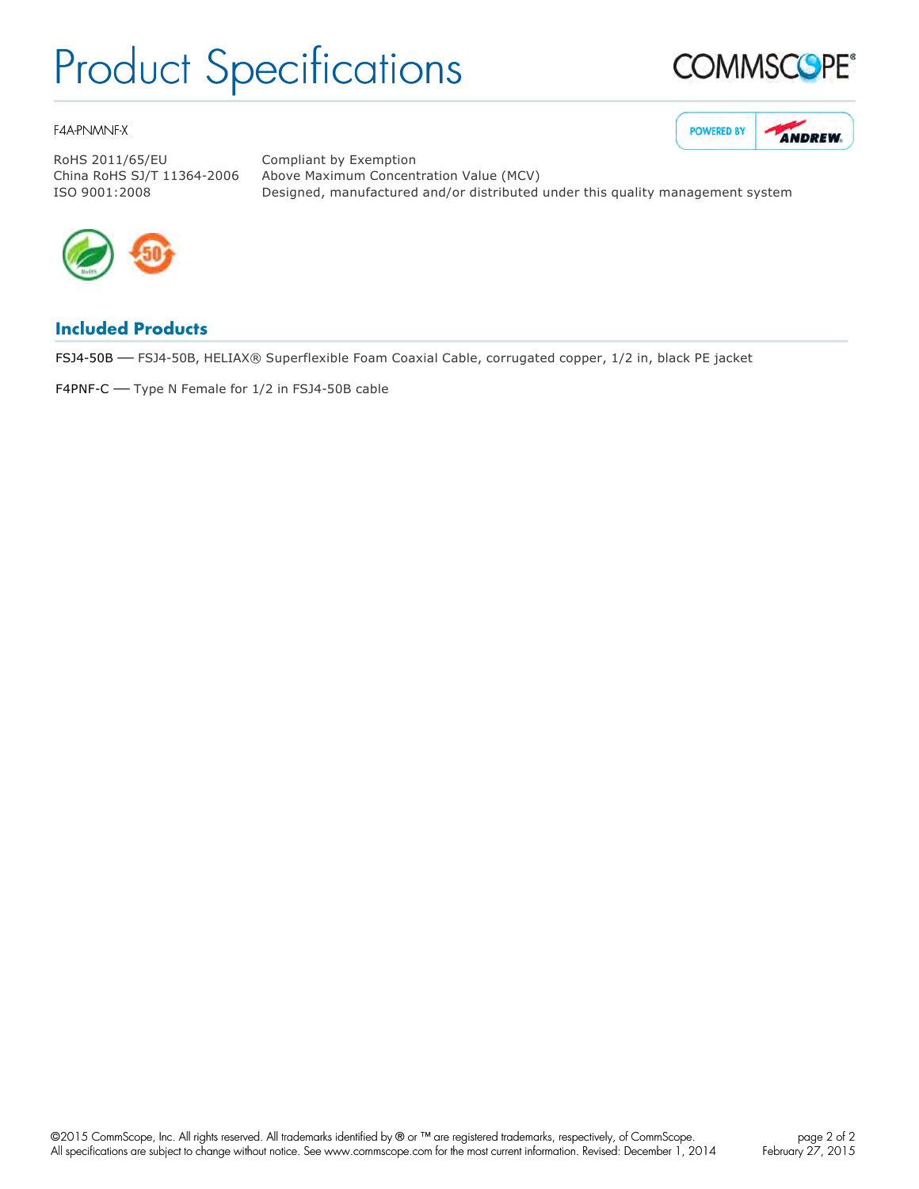F4A-PNMNF-X

| | |
|---|---|
| RoHS 2011/65/EU | Compliant by Exemption |
| China RoHS SJ/T 11364-2006 | Above Maximum Concentration Value (MCV) |
| ISO 9001:2008 | Designed, manufactured and/or distributed under this quality management system |

## Included Products

FSJ4-50B — FSJ4-50B, HELIAX® Superflexible Foam Coaxial Cable, corrugated copper, 1/2 in, black PE jacket

F4PNF-C — Type N Female for 1/2 in FSJ4-50B cable

©2015 CommScope, Inc. All rights reserved. All trademarks identified by ® or ™ are registered trademarks, respectively, of CommScope.
All specifications are subject to change without notice. See www.commscope.com for the most current information. Revised: December 1, 2014

February 27, 2015